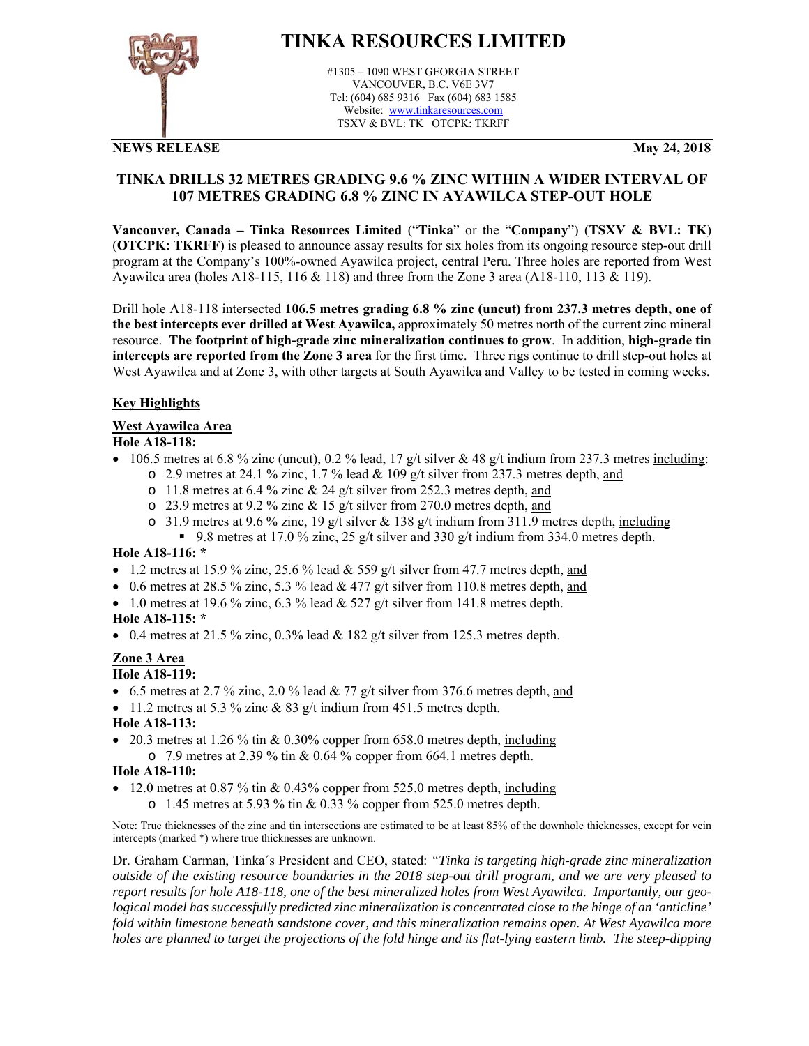# TINKA RESOURCES LIMITED

#1305 – 1090 WEST GEORGIA STREET
VANCOUVER, B.C. V6E 3V7
Tel: (604) 685 9316 Fax (604) 683 1585
Website: www.tinkaresources.com
TSXV & BVL: TK OTCPK: TKRFF

**NEWS RELEASE** **May 24, 2018**

## TINKA DRILLS 32 METRES GRADING 9.6 % ZINC WITHIN A WIDER INTERVAL OF 107 METRES GRADING 6.8 % ZINC IN AYAWILCA STEP-OUT HOLE

**Vancouver, Canada – Tinka Resources Limited** ("**Tinka**" or the "**Company**") (**TSXV & BVL: TK**) (**OTCPK: TKRFF**) is pleased to announce assay results for six holes from its ongoing resource step-out drill program at the Company's 100%-owned Ayawilca project, central Peru. Three holes are reported from West Ayawilca area (holes A18-115, 116 & 118) and three from the Zone 3 area (A18-110, 113 & 119).

Drill hole A18-118 intersected **106.5 metres grading 6.8 % zinc (uncut) from 237.3 metres depth, one of the best intercepts ever drilled at West Ayawilca,** approximately 50 metres north of the current zinc mineral resource. **The footprint of high-grade zinc mineralization continues to grow**. In addition, **high-grade tin intercepts are reported from the Zone 3 area** for the first time. Three rigs continue to drill step-out holes at West Ayawilca and at Zone 3, with other targets at South Ayawilca and Valley to be tested in coming weeks.

### Key Highlights

#### West Ayawilca Area

**Hole A18-118:**

- 106.5 metres at 6.8 % zinc (uncut), 0.2 % lead, 17 g/t silver & 48 g/t indium from 237.3 metres including:
  - 2.9 metres at 24.1 % zinc, 1.7 % lead & 109 g/t silver from 237.3 metres depth, and
  - 11.8 metres at 6.4 % zinc & 24 g/t silver from 252.3 metres depth, and
  - 23.9 metres at 9.2 % zinc & 15 g/t silver from 270.0 metres depth, and
  - 31.9 metres at 9.6 % zinc, 19 g/t silver & 138 g/t indium from 311.9 metres depth, including
    - 9.8 metres at 17.0 % zinc, 25 g/t silver and 330 g/t indium from 334.0 metres depth.

**Hole A18-116: ***

- 1.2 metres at 15.9 % zinc, 25.6 % lead & 559 g/t silver from 47.7 metres depth, and
- 0.6 metres at 28.5 % zinc, 5.3 % lead & 477 g/t silver from 110.8 metres depth, and
- 1.0 metres at 19.6 % zinc, 6.3 % lead & 527 g/t silver from 141.8 metres depth.

**Hole A18-115: ***

- 0.4 metres at 21.5 % zinc, 0.3% lead & 182 g/t silver from 125.3 metres depth.

#### Zone 3 Area

**Hole A18-119:**

- 6.5 metres at 2.7 % zinc, 2.0 % lead & 77 g/t silver from 376.6 metres depth, and
- 11.2 metres at 5.3 % zinc & 83 g/t indium from 451.5 metres depth.

**Hole A18-113:**

- 20.3 metres at 1.26 % tin & 0.30% copper from 658.0 metres depth, including
  - 7.9 metres at 2.39 % tin & 0.64 % copper from 664.1 metres depth.

**Hole A18-110:**

- 12.0 metres at 0.87 % tin & 0.43% copper from 525.0 metres depth, including
  - 1.45 metres at 5.93 % tin & 0.33 % copper from 525.0 metres depth.

Note: True thicknesses of the zinc and tin intersections are estimated to be at least 85% of the downhole thicknesses, except for vein intercepts (marked *) where true thicknesses are unknown.

Dr. Graham Carman, Tinka´s President and CEO, stated: *"Tinka is targeting high-grade zinc mineralization outside of the existing resource boundaries in the 2018 step-out drill program, and we are very pleased to report results for hole A18-118, one of the best mineralized holes from West Ayawilca. Importantly, our geological model has successfully predicted zinc mineralization is concentrated close to the hinge of an 'anticline' fold within limestone beneath sandstone cover, and this mineralization remains open. At West Ayawilca more holes are planned to target the projections of the fold hinge and its flat-lying eastern limb. The steep-dipping*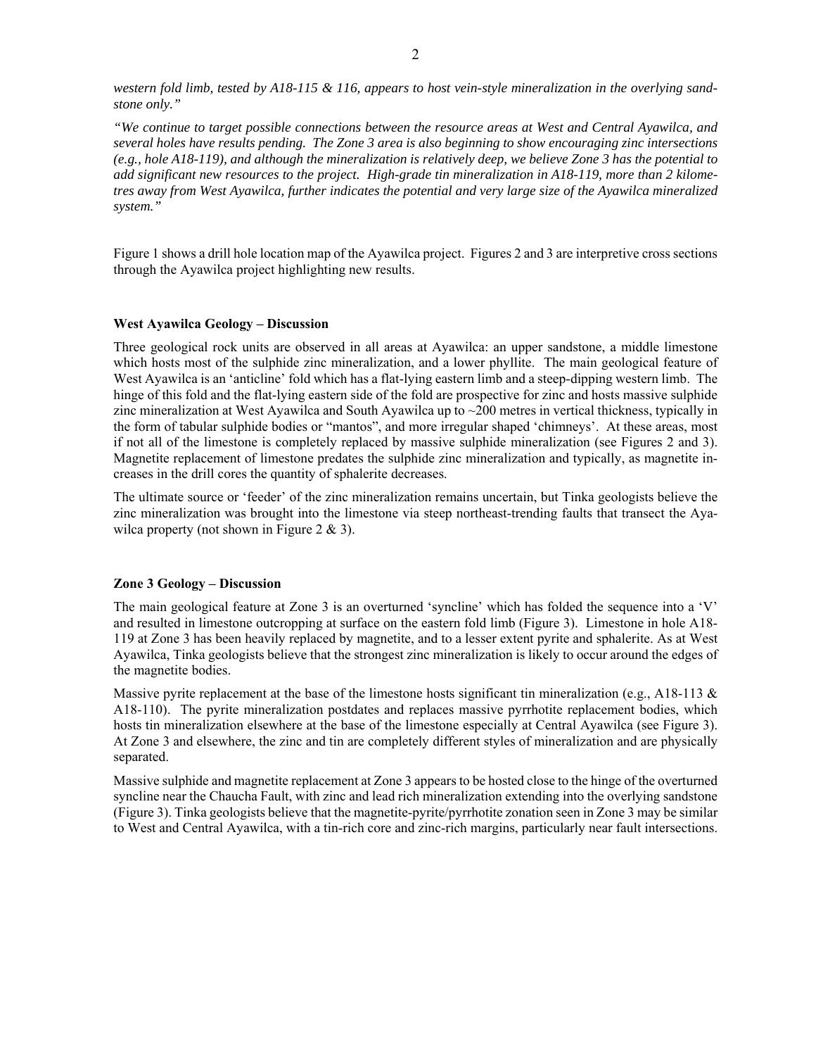*western fold limb, tested by A18-115 & 116, appears to host vein-style mineralization in the overlying sandstone only."*

*"We continue to target possible connections between the resource areas at West and Central Ayawilca, and several holes have results pending. The Zone 3 area is also beginning to show encouraging zinc intersections (e.g., hole A18-119), and although the mineralization is relatively deep, we believe Zone 3 has the potential to add significant new resources to the project. High-grade tin mineralization in A18-119, more than 2 kilometres away from West Ayawilca, further indicates the potential and very large size of the Ayawilca mineralized system."*

Figure 1 shows a drill hole location map of the Ayawilca project. Figures 2 and 3 are interpretive cross sections through the Ayawilca project highlighting new results.

#### West Ayawilca Geology – Discussion

Three geological rock units are observed in all areas at Ayawilca: an upper sandstone, a middle limestone which hosts most of the sulphide zinc mineralization, and a lower phyllite. The main geological feature of West Ayawilca is an 'anticline' fold which has a flat-lying eastern limb and a steep-dipping western limb. The hinge of this fold and the flat-lying eastern side of the fold are prospective for zinc and hosts massive sulphide zinc mineralization at West Ayawilca and South Ayawilca up to ~200 metres in vertical thickness, typically in the form of tabular sulphide bodies or "mantos", and more irregular shaped 'chimneys'. At these areas, most if not all of the limestone is completely replaced by massive sulphide mineralization (see Figures 2 and 3). Magnetite replacement of limestone predates the sulphide zinc mineralization and typically, as magnetite increases in the drill cores the quantity of sphalerite decreases.

The ultimate source or 'feeder' of the zinc mineralization remains uncertain, but Tinka geologists believe the zinc mineralization was brought into the limestone via steep northeast-trending faults that transect the Ayawilca property (not shown in Figure 2 & 3).

#### Zone 3 Geology – Discussion

The main geological feature at Zone 3 is an overturned 'syncline' which has folded the sequence into a 'V' and resulted in limestone outcropping at surface on the eastern fold limb (Figure 3). Limestone in hole A18-119 at Zone 3 has been heavily replaced by magnetite, and to a lesser extent pyrite and sphalerite. As at West Ayawilca, Tinka geologists believe that the strongest zinc mineralization is likely to occur around the edges of the magnetite bodies.

Massive pyrite replacement at the base of the limestone hosts significant tin mineralization (e.g., A18-113 & A18-110). The pyrite mineralization postdates and replaces massive pyrrhotite replacement bodies, which hosts tin mineralization elsewhere at the base of the limestone especially at Central Ayawilca (see Figure 3). At Zone 3 and elsewhere, the zinc and tin are completely different styles of mineralization and are physically separated.

Massive sulphide and magnetite replacement at Zone 3 appears to be hosted close to the hinge of the overturned syncline near the Chaucha Fault, with zinc and lead rich mineralization extending into the overlying sandstone (Figure 3). Tinka geologists believe that the magnetite-pyrite/pyrrhotite zonation seen in Zone 3 may be similar to West and Central Ayawilca, with a tin-rich core and zinc-rich margins, particularly near fault intersections.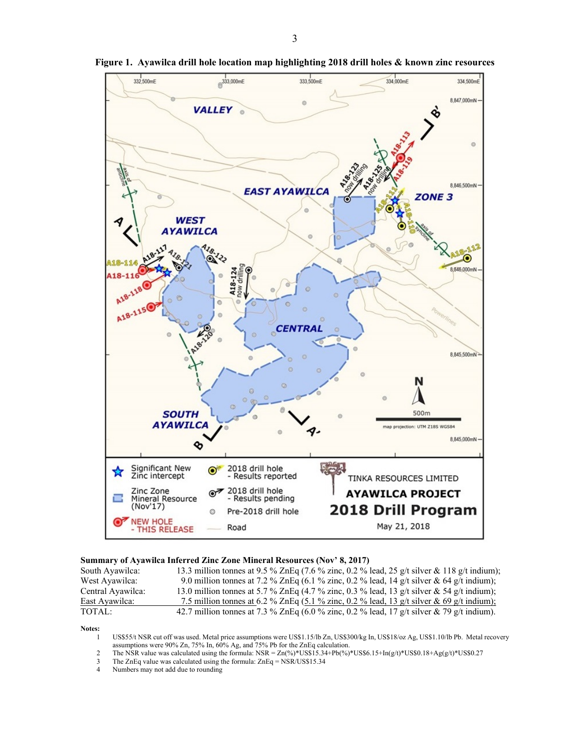**Figure 1. Ayawilca drill hole location map highlighting 2018 drill holes & known zinc resources**

**Summary of Ayawilca Inferred Zinc Zone Mineral Resources (Nov' 8, 2017)**

| | |
|---|---|
| South Ayawilca: | 13.3 million tonnes at 9.5 % ZnEq (7.6 % zinc, 0.2 % lead, 25 g/t silver & 118 g/t indium); |
| West Ayawilca: | 9.0 million tonnes at 7.2 % ZnEq (6.1 % zinc, 0.2 % lead, 14 g/t silver & 64 g/t indium); |
| Central Ayawilca: | 13.0 million tonnes at 5.7 % ZnEq (4.7 % zinc, 0.3 % lead, 13 g/t silver & 54 g/t indium); |
| East Ayawilca: | 7.5 million tonnes at 6.2 % ZnEq (5.1 % zinc, 0.2 % lead, 13 g/t silver & 69 g/t indium); |
| TOTAL: | 42.7 million tonnes at 7.3 % ZnEq (6.0 % zinc, 0.2 % lead, 17 g/t silver & 79 g/t indium). |

**Notes:**

1. US$55/t NSR cut off was used. Metal price assumptions were US$1.15/lb Zn, US$300/kg In, US$18/oz Ag, US$1.10/lb Pb. Metal recovery assumptions were 90% Zn, 75% In, 60% Ag, and 75% Pb for the ZnEq calculation.
2. The NSR value was calculated using the formula: NSR = Zn(%)*US$15.34+Pb(%)*US$6.15+In(g/t)*US$0.18+Ag(g/t)*US$0.27
3. The ZnEq value was calculated using the formula: ZnEq = NSR/US$15.34
4. Numbers may not add due to rounding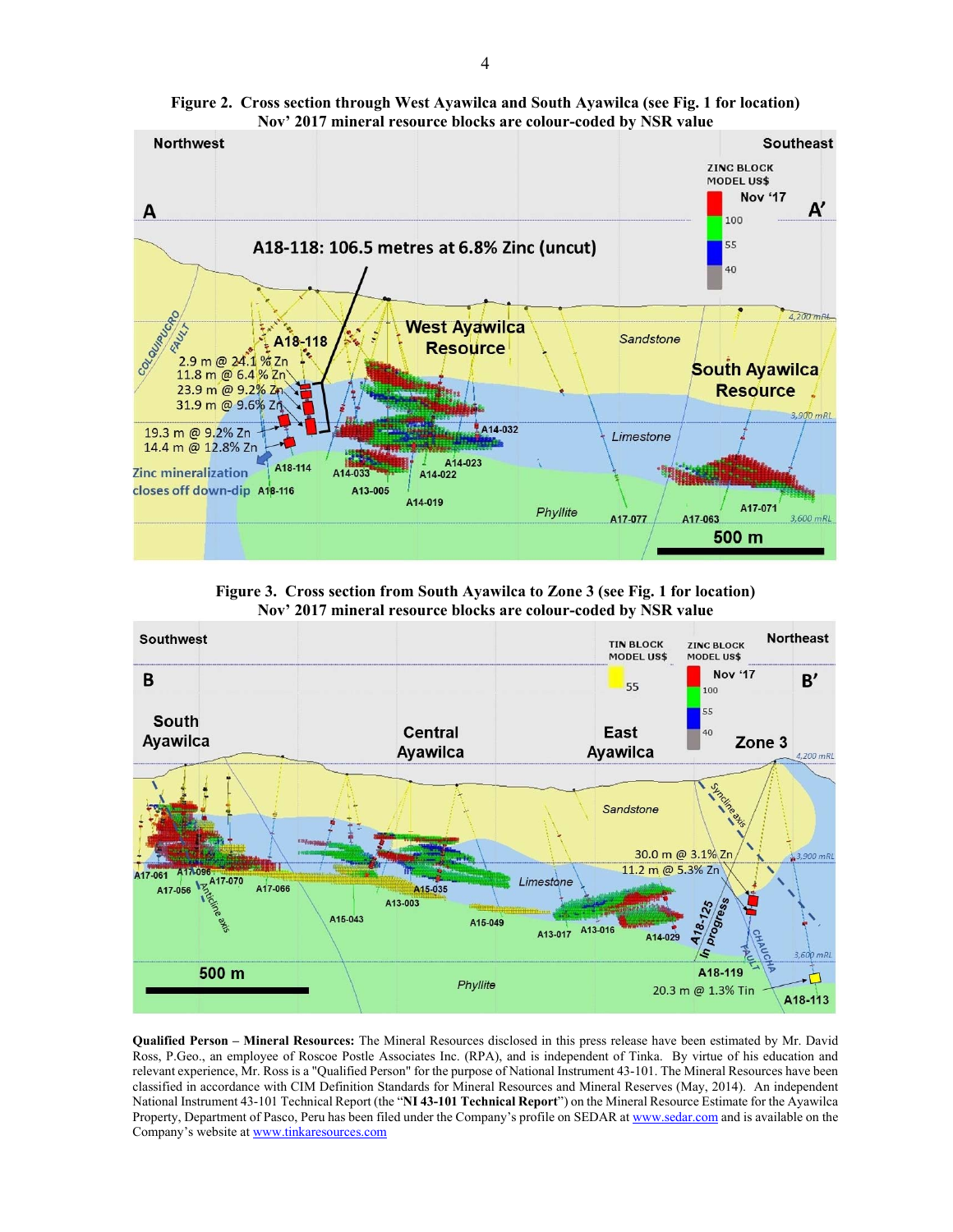**Figure 2. Cross section through West Ayawilca and South Ayawilca (see Fig. 1 for location)**
**Nov' 2017 mineral resource blocks are colour-coded by NSR value**

**Figure 3. Cross section from South Ayawilca to Zone 3 (see Fig. 1 for location)**
**Nov' 2017 mineral resource blocks are colour-coded by NSR value**

**Qualified Person – Mineral Resources:** The Mineral Resources disclosed in this press release have been estimated by Mr. David Ross, P.Geo., an employee of Roscoe Postle Associates Inc. (RPA), and is independent of Tinka. By virtue of his education and relevant experience, Mr. Ross is a "Qualified Person" for the purpose of National Instrument 43-101. The Mineral Resources have been classified in accordance with CIM Definition Standards for Mineral Resources and Mineral Reserves (May, 2014). An independent National Instrument 43-101 Technical Report (the "**NI 43-101 Technical Report**") on the Mineral Resource Estimate for the Ayawilca Property, Department of Pasco, Peru has been filed under the Company's profile on SEDAR at www.sedar.com and is available on the Company's website at www.tinkaresources.com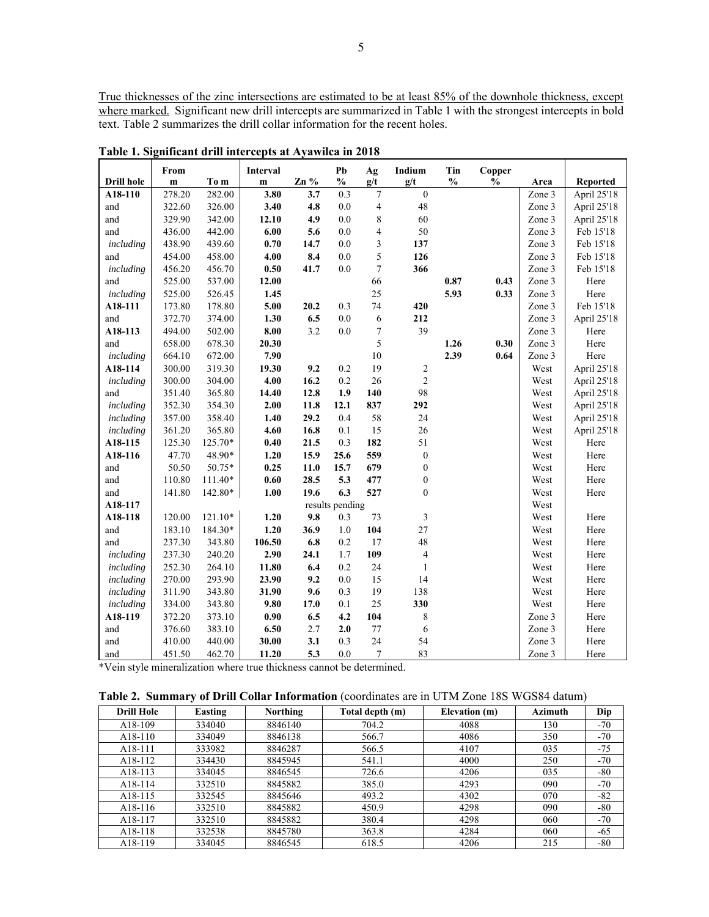<u>True thicknesses of the zinc intersections are estimated to be at least 85% of the downhole thickness, except where marked.</u> Significant new drill intercepts are summarized in Table 1 with the strongest intercepts in bold text. Table 2 summarizes the drill collar information for the recent holes.

**Table 1. Significant drill intercepts at Ayawilca in 2018**

| Drill hole | From m | To m | Interval m | Zn % | Pb % | Ag g/t | Indium g/t | Tin % | Copper % | Area | Reported |
|---|---|---|---|---|---|---|---|---|---|---|---|
| **A18-110** | 278.20 | 282.00 | **3.80** | **3.7** | 0.3 | 7 | 0 | | | Zone 3 | April 25'18 |
| and | 322.60 | 326.00 | **3.40** | **4.8** | 0.0 | 4 | 48 | | | Zone 3 | April 25'18 |
| and | 329.90 | 342.00 | **12.10** | **4.9** | 0.0 | 8 | 60 | | | Zone 3 | April 25'18 |
| and | 436.00 | 442.00 | **6.00** | **5.6** | 0.0 | 4 | 50 | | | Zone 3 | Feb 15'18 |
| *including* | 438.90 | 439.60 | **0.70** | **14.7** | 0.0 | 3 | **137** | | | Zone 3 | Feb 15'18 |
| and | 454.00 | 458.00 | **4.00** | **8.4** | 0.0 | 5 | **126** | | | Zone 3 | Feb 15'18 |
| *including* | 456.20 | 456.70 | **0.50** | **41.7** | 0.0 | 7 | **366** | | | Zone 3 | Feb 15'18 |
| and | 525.00 | 537.00 | **12.00** | | | 66 | | **0.87** | **0.43** | Zone 3 | Here |
| *including* | 525.00 | 526.45 | **1.45** | | | 25 | | **5.93** | **0.33** | Zone 3 | Here |
| **A18-111** | 173.80 | 178.80 | **5.00** | **20.2** | 0.3 | 74 | **420** | | | Zone 3 | Feb 15'18 |
| and | 372.70 | 374.00 | **1.30** | **6.5** | 0.0 | 6 | **212** | | | Zone 3 | April 25'18 |
| **A18-113** | 494.00 | 502.00 | **8.00** | 3.2 | 0.0 | 7 | 39 | | | Zone 3 | Here |
| and | 658.00 | 678.30 | **20.30** | | | 5 | | **1.26** | **0.30** | Zone 3 | Here |
| *including* | 664.10 | 672.00 | **7.90** | | | 10 | | **2.39** | **0.64** | Zone 3 | Here |
| **A18-114** | 300.00 | 319.30 | **19.30** | **9.2** | 0.2 | 19 | 2 | | | West | April 25'18 |
| *including* | 300.00 | 304.00 | **4.00** | **16.2** | 0.2 | 26 | 2 | | | West | April 25'18 |
| and | 351.40 | 365.80 | **14.40** | **12.8** | **1.9** | **140** | 98 | | | West | April 25'18 |
| *including* | 352.30 | 354.30 | **2.00** | **11.8** | **12.1** | **837** | **292** | | | West | April 25'18 |
| *including* | 357.00 | 358.40 | **1.40** | **29.2** | 0.4 | 58 | 24 | | | West | April 25'18 |
| *including* | 361.20 | 365.80 | **4.60** | **16.8** | 0.1 | 15 | 26 | | | West | April 25'18 |
| **A18-115** | 125.30 | 125.70* | **0.40** | **21.5** | 0.3 | **182** | 51 | | | West | Here |
| **A18-116** | 47.70 | 48.90* | **1.20** | **15.9** | **25.6** | **559** | 0 | | | West | Here |
| and | 50.50 | 50.75* | **0.25** | **11.0** | **15.7** | **679** | 0 | | | West | Here |
| and | 110.80 | 111.40* | **0.60** | **28.5** | **5.3** | **477** | 0 | | | West | Here |
| and | 141.80 | 142.80* | **1.00** | **19.6** | **6.3** | **527** | 0 | | | West | Here |
| **A18-117** | | | | | results pending | | | | | West | |
| **A18-118** | 120.00 | 121.10* | **1.20** | **9.8** | 0.3 | 73 | 3 | | | West | Here |
| and | 183.10 | 184.30* | **1.20** | **36.9** | 1.0 | **104** | 27 | | | West | Here |
| and | 237.30 | 343.80 | **106.50** | **6.8** | 0.2 | 17 | 48 | | | West | Here |
| *including* | 237.30 | 240.20 | **2.90** | **24.1** | 1.7 | **109** | 4 | | | West | Here |
| *including* | 252.30 | 264.10 | **11.80** | **6.4** | 0.2 | 24 | 1 | | | West | Here |
| *including* | 270.00 | 293.90 | **23.90** | **9.2** | 0.0 | 15 | 14 | | | West | Here |
| *including* | 311.90 | 343.80 | **31.90** | **9.6** | 0.3 | 19 | 138 | | | West | Here |
| *including* | 334.00 | 343.80 | **9.80** | **17.0** | 0.1 | 25 | **330** | | | West | Here |
| **A18-119** | 372.20 | 373.10 | **0.90** | **6.5** | **4.2** | **104** | 8 | | | Zone 3 | Here |
| and | 376.60 | 383.10 | **6.50** | 2.7 | **2.0** | 77 | 6 | | | Zone 3 | Here |
| and | 410.00 | 440.00 | **30.00** | **3.1** | 0.3 | 24 | 54 | | | Zone 3 | Here |
| and | 451.50 | 462.70 | **11.20** | **5.3** | 0.0 | 7 | 83 | | | Zone 3 | Here |

*Vein style mineralization where true thickness cannot be determined.

**Table 2. Summary of Drill Collar Information** (coordinates are in UTM Zone 18S WGS84 datum)

| Drill Hole | Easting | Northing | Total depth (m) | Elevation (m) | Azimuth | Dip |
|---|---|---|---|---|---|---|
| A18-109 | 334040 | 8846140 | 704.2 | 4088 | 130 | -70 |
| A18-110 | 334049 | 8846138 | 566.7 | 4086 | 350 | -70 |
| A18-111 | 333982 | 8846287 | 566.5 | 4107 | 035 | -75 |
| A18-112 | 334430 | 8845945 | 541.1 | 4000 | 250 | -70 |
| A18-113 | 334045 | 8846545 | 726.6 | 4206 | 035 | -80 |
| A18-114 | 332510 | 8845882 | 385.0 | 4293 | 090 | -70 |
| A18-115 | 332545 | 8845646 | 493.2 | 4302 | 070 | -82 |
| A18-116 | 332510 | 8845882 | 450.9 | 4298 | 090 | -80 |
| A18-117 | 332510 | 8845882 | 380.4 | 4298 | 060 | -70 |
| A18-118 | 332538 | 8845780 | 363.8 | 4284 | 060 | -65 |
| A18-119 | 334045 | 8846545 | 618.5 | 4206 | 215 | -80 |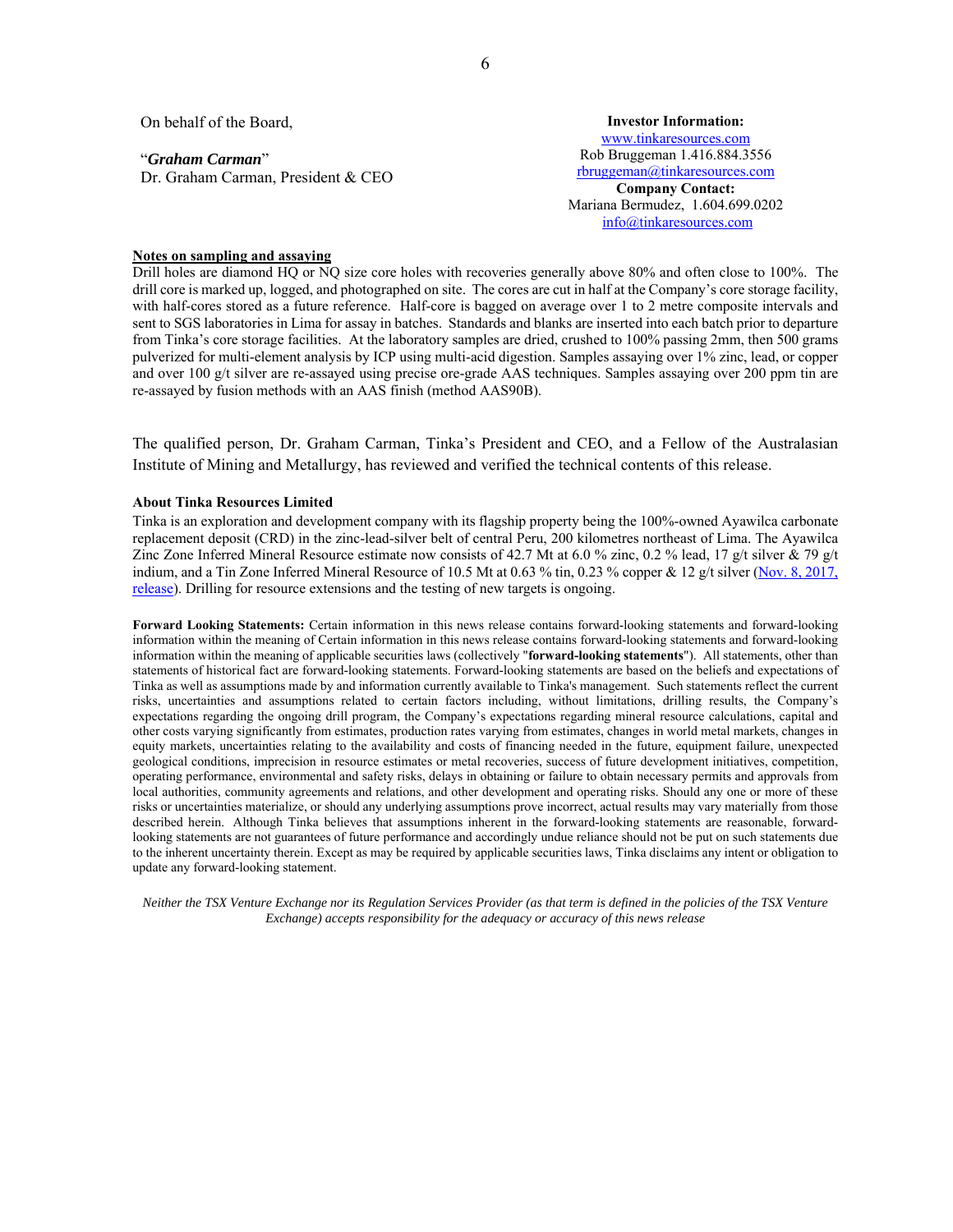On behalf of the Board,

"***Graham Carman***"
Dr. Graham Carman, President & CEO

**Investor Information:**
www.tinkaresources.com
Rob Bruggeman 1.416.884.3556
rbruggeman@tinkaresources.com
**Company Contact:**
Mariana Bermudez, 1.604.699.0202
info@tinkaresources.com

**Notes on sampling and assaying**

Drill holes are diamond HQ or NQ size core holes with recoveries generally above 80% and often close to 100%. The drill core is marked up, logged, and photographed on site. The cores are cut in half at the Company's core storage facility, with half-cores stored as a future reference. Half-core is bagged on average over 1 to 2 metre composite intervals and sent to SGS laboratories in Lima for assay in batches. Standards and blanks are inserted into each batch prior to departure from Tinka's core storage facilities. At the laboratory samples are dried, crushed to 100% passing 2mm, then 500 grams pulverized for multi-element analysis by ICP using multi-acid digestion. Samples assaying over 1% zinc, lead, or copper and over 100 g/t silver are re-assayed using precise ore-grade AAS techniques. Samples assaying over 200 ppm tin are re-assayed by fusion methods with an AAS finish (method AAS90B).

The qualified person, Dr. Graham Carman, Tinka's President and CEO, and a Fellow of the Australasian Institute of Mining and Metallurgy, has reviewed and verified the technical contents of this release.

**About Tinka Resources Limited**

Tinka is an exploration and development company with its flagship property being the 100%-owned Ayawilca carbonate replacement deposit (CRD) in the zinc-lead-silver belt of central Peru, 200 kilometres northeast of Lima. The Ayawilca Zinc Zone Inferred Mineral Resource estimate now consists of 42.7 Mt at 6.0 % zinc, 0.2 % lead, 17 g/t silver & 79 g/t indium, and a Tin Zone Inferred Mineral Resource of 10.5 Mt at 0.63 % tin, 0.23 % copper & 12 g/t silver (Nov. 8, 2017, release). Drilling for resource extensions and the testing of new targets is ongoing.

**Forward Looking Statements:** Certain information in this news release contains forward-looking statements and forward-looking information within the meaning of Certain information in this news release contains forward-looking statements and forward-looking information within the meaning of applicable securities laws (collectively "**forward-looking statements**"). All statements, other than statements of historical fact are forward-looking statements. Forward-looking statements are based on the beliefs and expectations of Tinka as well as assumptions made by and information currently available to Tinka's management. Such statements reflect the current risks, uncertainties and assumptions related to certain factors including, without limitations, drilling results, the Company's expectations regarding the ongoing drill program, the Company's expectations regarding mineral resource calculations, capital and other costs varying significantly from estimates, production rates varying from estimates, changes in world metal markets, changes in equity markets, uncertainties relating to the availability and costs of financing needed in the future, equipment failure, unexpected geological conditions, imprecision in resource estimates or metal recoveries, success of future development initiatives, competition, operating performance, environmental and safety risks, delays in obtaining or failure to obtain necessary permits and approvals from local authorities, community agreements and relations, and other development and operating risks. Should any one or more of these risks or uncertainties materialize, or should any underlying assumptions prove incorrect, actual results may vary materially from those described herein. Although Tinka believes that assumptions inherent in the forward-looking statements are reasonable, forward-looking statements are not guarantees of future performance and accordingly undue reliance should not be put on such statements due to the inherent uncertainty therein. Except as may be required by applicable securities laws, Tinka disclaims any intent or obligation to update any forward-looking statement.

*Neither the TSX Venture Exchange nor its Regulation Services Provider (as that term is defined in the policies of the TSX Venture Exchange) accepts responsibility for the adequacy or accuracy of this news release*